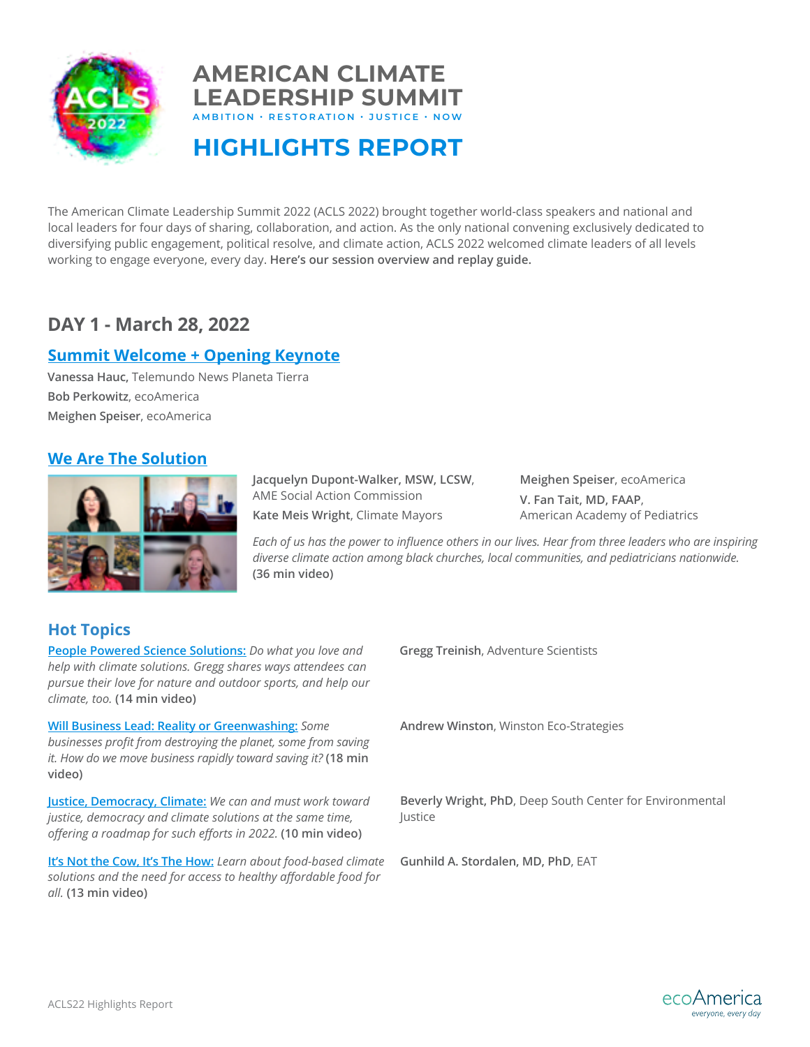# AMERICAN CLIMATE LEADERSHIP SUMMIT

AMBITION · RESTORATION · JUSTICE · NOW

# HIGHLIGHTS REPORT

The American Climate Leadership Summit 2022 (ACLS 2022) brought together world-class speakers and national and local leaders for four days of sharing, collaboration, and action. As the only national convening exclusively dedicated to diversifying public engagement, political resolve, and climate action, ACLS 2022 welcomed climate leaders of all levels working to engage everyone, every day. **Here's our session overview and replay guide.**

## DAY 1 - March 28, 2022

### Summit Welcome + Opening Keynote

**Vanessa Hauc,** Telemundo News Planeta Tierra
**Bob Perkowitz**, ecoAmerica
**Meighen Speiser**, ecoAmerica

### We Are The Solution

**Jacquelyn Dupont-Walker, MSW, LCSW**, AME Social Action Commission
**Kate Meis Wright**, Climate Mayors
**Meighen Speiser**, ecoAmerica
**V. Fan Tait, MD, FAAP**, American Academy of Pediatrics

*Each of us has the power to influence others in our lives. Hear from three leaders who are inspiring diverse climate action among black churches, local communities, and pediatricians nationwide.* **(36 min video)**

### Hot Topics

**People Powered Science Solutions:** *Do what you love and help with climate solutions. Gregg shares ways attendees can pursue their love for nature and outdoor sports, and help our climate, too.* **(14 min video)**
**Gregg Treinish**, Adventure Scientists

**Will Business Lead: Reality or Greenwashing:** *Some businesses profit from destroying the planet, some from saving it. How do we move business rapidly toward saving it?* **(18 min video)**
**Andrew Winston**, Winston Eco-Strategies

**Justice, Democracy, Climate:** *We can and must work toward justice, democracy and climate solutions at the same time, offering a roadmap for such efforts in 2022.* **(10 min video)**
**Beverly Wright, PhD**, Deep South Center for Environmental Justice

**It's Not the Cow, It's The How:** *Learn about food-based climate solutions and the need for access to healthy affordable food for all.* **(13 min video)**
**Gunhild A. Stordalen, MD, PhD**, EAT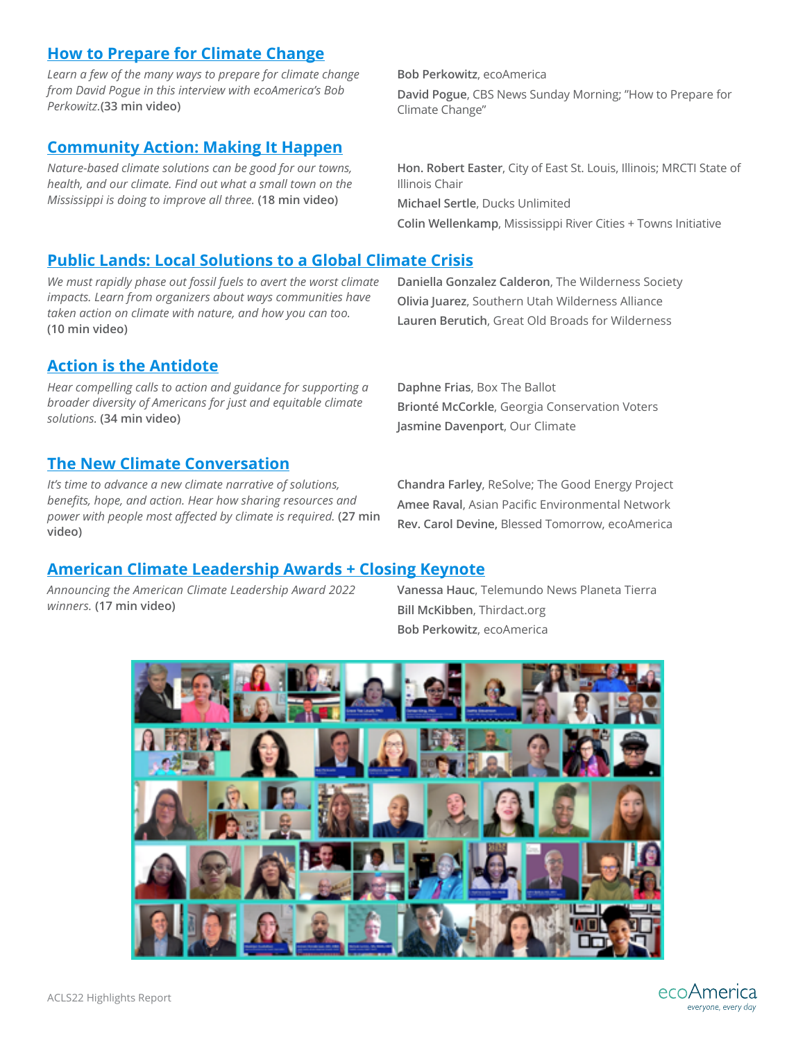## How to Prepare for Climate Change

*Learn a few of the many ways to prepare for climate change from David Pogue in this interview with ecoAmerica's Bob Perkowitz.* **(33 min video)**

**Bob Perkowitz**, ecoAmerica

**David Pogue**, CBS News Sunday Morning; "How to Prepare for Climate Change"

## Community Action: Making It Happen

*Nature-based climate solutions can be good for our towns, health, and our climate. Find out what a small town on the Mississippi is doing to improve all three.* **(18 min video)**

**Hon. Robert Easter**, City of East St. Louis, Illinois; MRCTI State of Illinois Chair

**Michael Sertle**, Ducks Unlimited

**Colin Wellenkamp**, Mississippi River Cities + Towns Initiative

## Public Lands: Local Solutions to a Global Climate Crisis

*We must rapidly phase out fossil fuels to avert the worst climate impacts. Learn from organizers about ways communities have taken action on climate with nature, and how you can too.* **(10 min video)**

**Daniella Gonzalez Calderon**, The Wilderness Society

**Olivia Juarez**, Southern Utah Wilderness Alliance

**Lauren Berutich**, Great Old Broads for Wilderness

## Action is the Antidote

*Hear compelling calls to action and guidance for supporting a broader diversity of Americans for just and equitable climate solutions.* **(34 min video)**

**Daphne Frias**, Box The Ballot

**Brionté McCorkle**, Georgia Conservation Voters

**Jasmine Davenport**, Our Climate

## The New Climate Conversation

*It's time to advance a new climate narrative of solutions, benefits, hope, and action. Hear how sharing resources and power with people most affected by climate is required.* **(27 min video)**

**Chandra Farley**, ReSolve; The Good Energy Project

**Amee Raval**, Asian Pacific Environmental Network

**Rev. Carol Devine,** Blessed Tomorrow, ecoAmerica

## American Climate Leadership Awards + Closing Keynote

*Announcing the American Climate Leadership Award 2022 winners.* **(17 min video)**

**Vanessa Hauc**, Telemundo News Planeta Tierra

**Bill McKibben**, Thirdact.org

**Bob Perkowitz**, ecoAmerica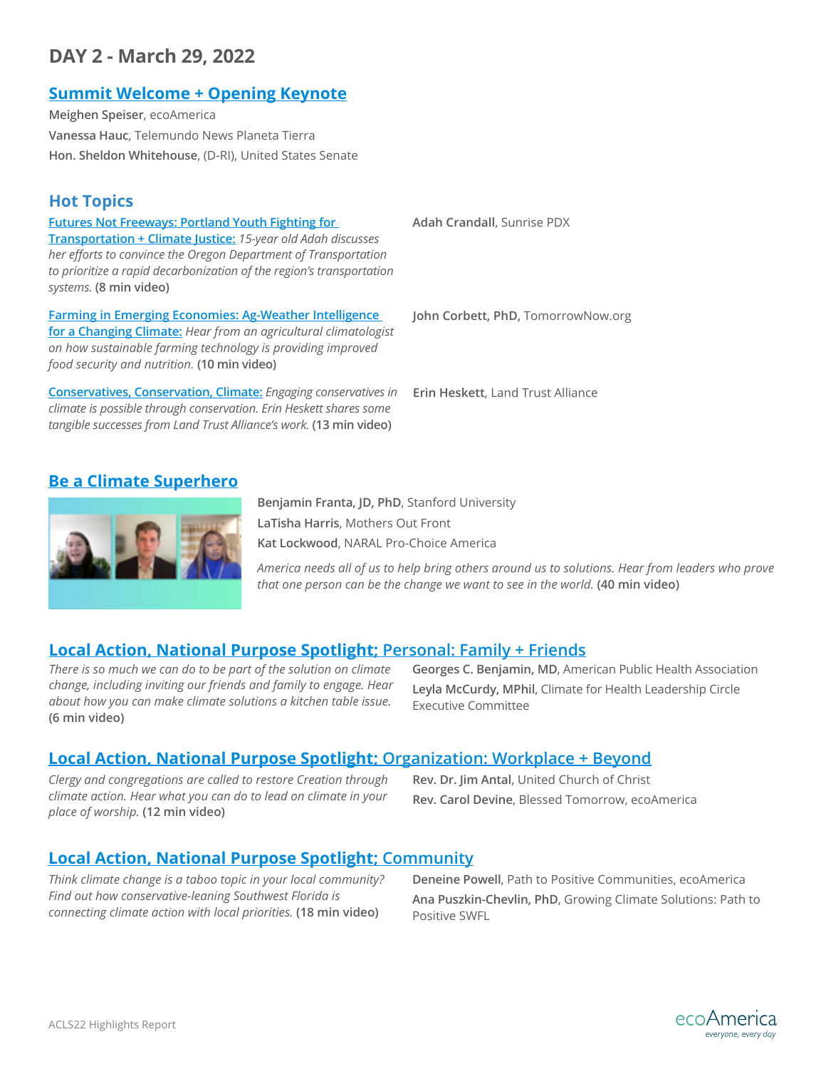# DAY 2 - March 29, 2022

## Summit Welcome + Opening Keynote

**Meighen Speiser**, ecoAmerica

**Vanessa Hauc**, Telemundo News Planeta Tierra

**Hon. Sheldon Whitehouse**, (D-RI), United States Senate

## Hot Topics

Futures Not Freeways: Portland Youth Fighting for Transportation + Climate Justice: *15-year old Adah discusses her efforts to convince the Oregon Department of Transportation to prioritize a rapid decarbonization of the region's transportation systems.* **(8 min video)**

**Adah Crandall**, Sunrise PDX

Farming in Emerging Economies: Ag-Weather Intelligence for a Changing Climate: *Hear from an agricultural climatologist on how sustainable farming technology is providing improved food security and nutrition.* **(10 min video)**

**John Corbett, PhD,** TomorrowNow.org

Conservatives, Conservation, Climate: *Engaging conservatives in climate is possible through conservation. Erin Heskett shares some tangible successes from Land Trust Alliance's work.* **(13 min video)**

**Erin Heskett**, Land Trust Alliance

## Be a Climate Superhero

**Benjamin Franta, JD, PhD**, Stanford University

**LaTisha Harris**, Mothers Out Front

**Kat Lockwood**, NARAL Pro-Choice America

*America needs all of us to help bring others around us to solutions. Hear from leaders who prove that one person can be the change we want to see in the world.* **(40 min video)**

## Local Action, National Purpose Spotlight; Personal: Family + Friends

*There is so much we can do to be part of the solution on climate change, including inviting our friends and family to engage. Hear about how you can make climate solutions a kitchen table issue.* **(6 min video)**

**Georges C. Benjamin, MD**, American Public Health Association

**Leyla McCurdy, MPhil**, Climate for Health Leadership Circle Executive Committee

## Local Action, National Purpose Spotlight; Organization: Workplace + Beyond

*Clergy and congregations are called to restore Creation through climate action. Hear what you can do to lead on climate in your place of worship.* **(12 min video)**

**Rev. Dr. Jim Antal**, United Church of Christ

**Rev. Carol Devine**, Blessed Tomorrow, ecoAmerica

## Local Action, National Purpose Spotlight; Community

*Think climate change is a taboo topic in your local community? Find out how conservative-leaning Southwest Florida is connecting climate action with local priorities.* **(18 min video)**

**Deneine Powell**, Path to Positive Communities, ecoAmerica

**Ana Puszkin-Chevlin, PhD**, Growing Climate Solutions: Path to Positive SWFL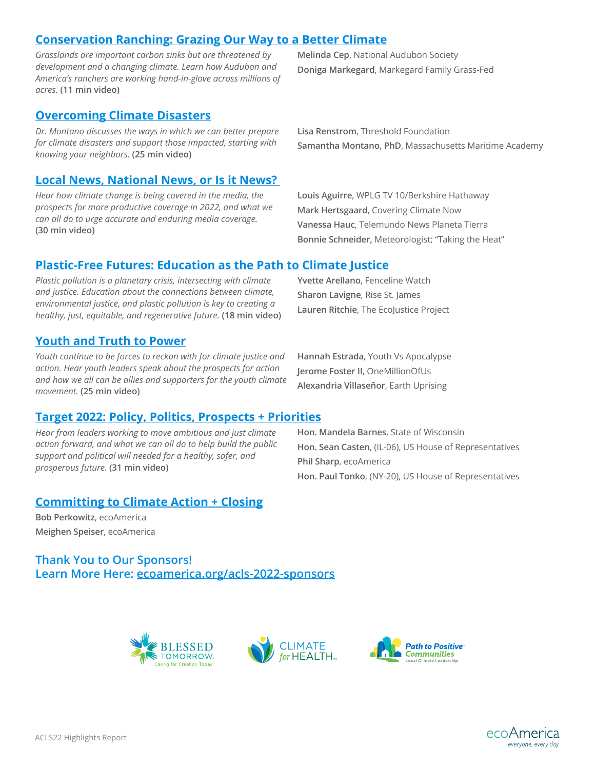## Conservation Ranching: Grazing Our Way to a Better Climate

*Grasslands are important carbon sinks but are threatened by development and a changing climate. Learn how Audubon and America's ranchers are working hand-in-glove across millions of acres.* **(11 min video)**

**Melinda Cep**, National Audubon Society
**Doniga Markegard**, Markegard Family Grass-Fed

## Overcoming Climate Disasters

*Dr. Montano discusses the ways in which we can better prepare for climate disasters and support those impacted, starting with knowing your neighbors.* **(25 min video)**

**Lisa Renstrom**, Threshold Foundation
**Samantha Montano, PhD**, Massachusetts Maritime Academy

## Local News, National News, or Is it News?

*Hear how climate change is being covered in the media, the prospects for more productive coverage in 2022, and what we can all do to urge accurate and enduring media coverage.* **(30 min video)**

**Louis Aguirre**, WPLG TV 10/Berkshire Hathaway
**Mark Hertsgaard**, Covering Climate Now
**Vanessa Hauc**, Telemundo News Planeta Tierra
**Bonnie Schneider,** Meteorologist; "Taking the Heat"

## Plastic-Free Futures: Education as the Path to Climate Justice

*Plastic pollution is a planetary crisis, intersecting with climate and justice. Education about the connections between climate, environmental justice, and plastic pollution is key to creating a healthy, just, equitable, and regenerative future.* **(18 min video)**

**Yvette Arellano**, Fenceline Watch
**Sharon Lavigne**, Rise St. James
**Lauren Ritchie**, The EcoJustice Project

## Youth and Truth to Power

*Youth continue to be forces to reckon with for climate justice and action. Hear youth leaders speak about the prospects for action and how we all can be allies and supporters for the youth climate movement.* **(25 min video)**

**Hannah Estrada**, Youth Vs Apocalypse
**Jerome Foster II**, OneMillionOfUs
**Alexandria Villaseñor**, Earth Uprising

## Target 2022: Policy, Politics, Prospects + Priorities

*Hear from leaders working to move ambitious and just climate action forward, and what we can all do to help build the public support and political will needed for a healthy, safer, and prosperous future.* **(31 min video)**

**Hon. Mandela Barnes**, State of Wisconsin
**Hon. Sean Casten**, (IL-06), US House of Representatives
**Phil Sharp**, ecoAmerica
**Hon. Paul Tonko**, (NY-20), US House of Representatives

## Committing to Climate Action + Closing

**Bob Perkowitz**, ecoAmerica
**Meighen Speiser**, ecoAmerica

## Thank You to Our Sponsors!
## Learn More Here: ecoamerica.org/acls-2022-sponsors

BLESSED TOMORROW. Caring for Creation Today

CLIMATE for HEALTH

Path to Positive Communities. Local Climate Leadership

ACLS22 Highlights Report

ecoAmerica everyone, every day